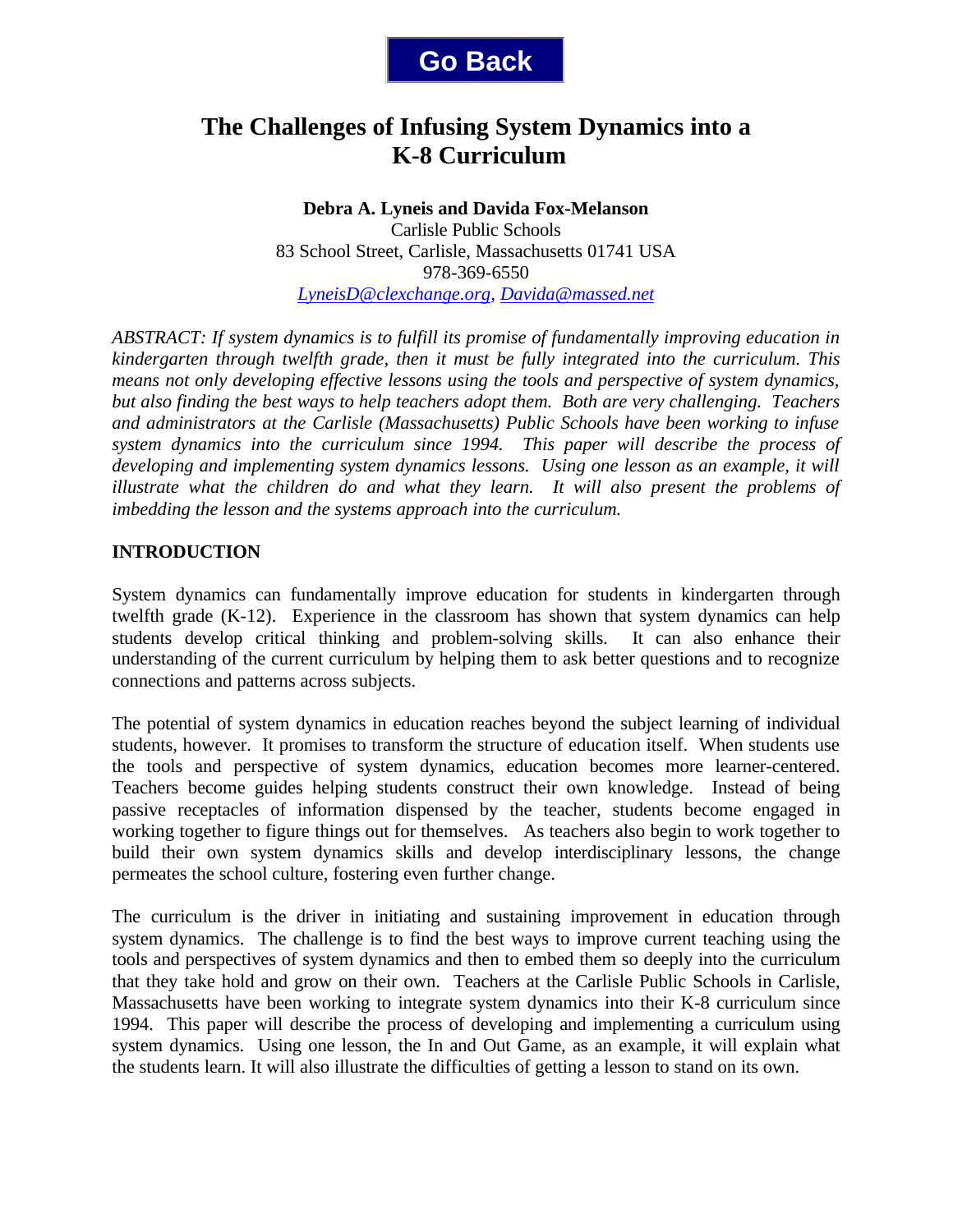Go Back

# The Challenges of Infusing System Dynamics into a K-8 Curriculum

**Debra A. Lyneis and Davida Fox-Melanson**
Carlisle Public Schools
83 School Street, Carlisle, Massachusetts 01741 USA
978-369-6550
LyneisD@clexchange.org, Davida@massed.net

*ABSTRACT: If system dynamics is to fulfill its promise of fundamentally improving education in kindergarten through twelfth grade, then it must be fully integrated into the curriculum. This means not only developing effective lessons using the tools and perspective of system dynamics, but also finding the best ways to help teachers adopt them. Both are very challenging. Teachers and administrators at the Carlisle (Massachusetts) Public Schools have been working to infuse system dynamics into the curriculum since 1994. This paper will describe the process of developing and implementing system dynamics lessons. Using one lesson as an example, it will illustrate what the children do and what they learn. It will also present the problems of imbedding the lesson and the systems approach into the curriculum.*

## INTRODUCTION

System dynamics can fundamentally improve education for students in kindergarten through twelfth grade (K-12). Experience in the classroom has shown that system dynamics can help students develop critical thinking and problem-solving skills. It can also enhance their understanding of the current curriculum by helping them to ask better questions and to recognize connections and patterns across subjects.

The potential of system dynamics in education reaches beyond the subject learning of individual students, however. It promises to transform the structure of education itself. When students use the tools and perspective of system dynamics, education becomes more learner-centered. Teachers become guides helping students construct their own knowledge. Instead of being passive receptacles of information dispensed by the teacher, students become engaged in working together to figure things out for themselves. As teachers also begin to work together to build their own system dynamics skills and develop interdisciplinary lessons, the change permeates the school culture, fostering even further change.

The curriculum is the driver in initiating and sustaining improvement in education through system dynamics. The challenge is to find the best ways to improve current teaching using the tools and perspectives of system dynamics and then to embed them so deeply into the curriculum that they take hold and grow on their own. Teachers at the Carlisle Public Schools in Carlisle, Massachusetts have been working to integrate system dynamics into their K-8 curriculum since 1994. This paper will describe the process of developing and implementing a curriculum using system dynamics. Using one lesson, the In and Out Game, as an example, it will explain what the students learn. It will also illustrate the difficulties of getting a lesson to stand on its own.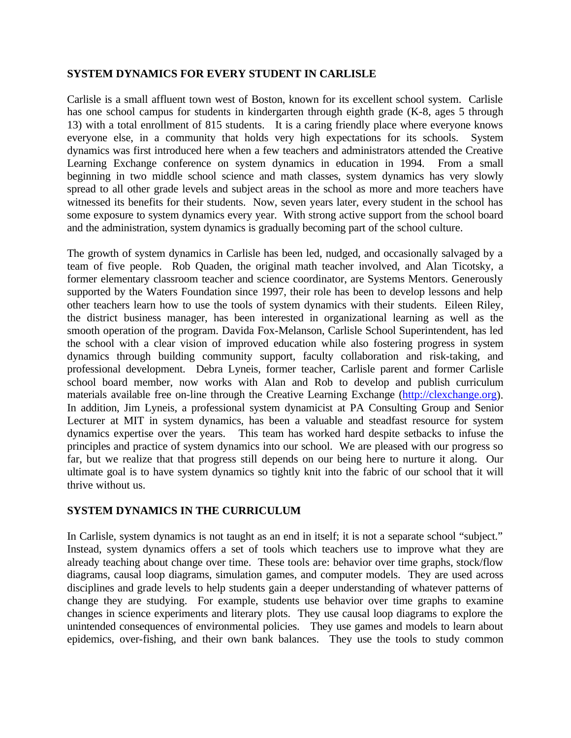## SYSTEM DYNAMICS FOR EVERY STUDENT IN CARLISLE

Carlisle is a small affluent town west of Boston, known for its excellent school system. Carlisle has one school campus for students in kindergarten through eighth grade (K-8, ages 5 through 13) with a total enrollment of 815 students. It is a caring friendly place where everyone knows everyone else, in a community that holds very high expectations for its schools. System dynamics was first introduced here when a few teachers and administrators attended the Creative Learning Exchange conference on system dynamics in education in 1994. From a small beginning in two middle school science and math classes, system dynamics has very slowly spread to all other grade levels and subject areas in the school as more and more teachers have witnessed its benefits for their students. Now, seven years later, every student in the school has some exposure to system dynamics every year. With strong active support from the school board and the administration, system dynamics is gradually becoming part of the school culture.

The growth of system dynamics in Carlisle has been led, nudged, and occasionally salvaged by a team of five people. Rob Quaden, the original math teacher involved, and Alan Ticotsky, a former elementary classroom teacher and science coordinator, are Systems Mentors. Generously supported by the Waters Foundation since 1997, their role has been to develop lessons and help other teachers learn how to use the tools of system dynamics with their students. Eileen Riley, the district business manager, has been interested in organizational learning as well as the smooth operation of the program. Davida Fox-Melanson, Carlisle School Superintendent, has led the school with a clear vision of improved education while also fostering progress in system dynamics through building community support, faculty collaboration and risk-taking, and professional development. Debra Lyneis, former teacher, Carlisle parent and former Carlisle school board member, now works with Alan and Rob to develop and publish curriculum materials available free on-line through the Creative Learning Exchange (http://clexchange.org). In addition, Jim Lyneis, a professional system dynamicist at PA Consulting Group and Senior Lecturer at MIT in system dynamics, has been a valuable and steadfast resource for system dynamics expertise over the years. This team has worked hard despite setbacks to infuse the principles and practice of system dynamics into our school. We are pleased with our progress so far, but we realize that that progress still depends on our being here to nurture it along. Our ultimate goal is to have system dynamics so tightly knit into the fabric of our school that it will thrive without us.

## SYSTEM DYNAMICS IN THE CURRICULUM

In Carlisle, system dynamics is not taught as an end in itself; it is not a separate school "subject." Instead, system dynamics offers a set of tools which teachers use to improve what they are already teaching about change over time. These tools are: behavior over time graphs, stock/flow diagrams, causal loop diagrams, simulation games, and computer models. They are used across disciplines and grade levels to help students gain a deeper understanding of whatever patterns of change they are studying. For example, students use behavior over time graphs to examine changes in science experiments and literary plots. They use causal loop diagrams to explore the unintended consequences of environmental policies. They use games and models to learn about epidemics, over-fishing, and their own bank balances. They use the tools to study common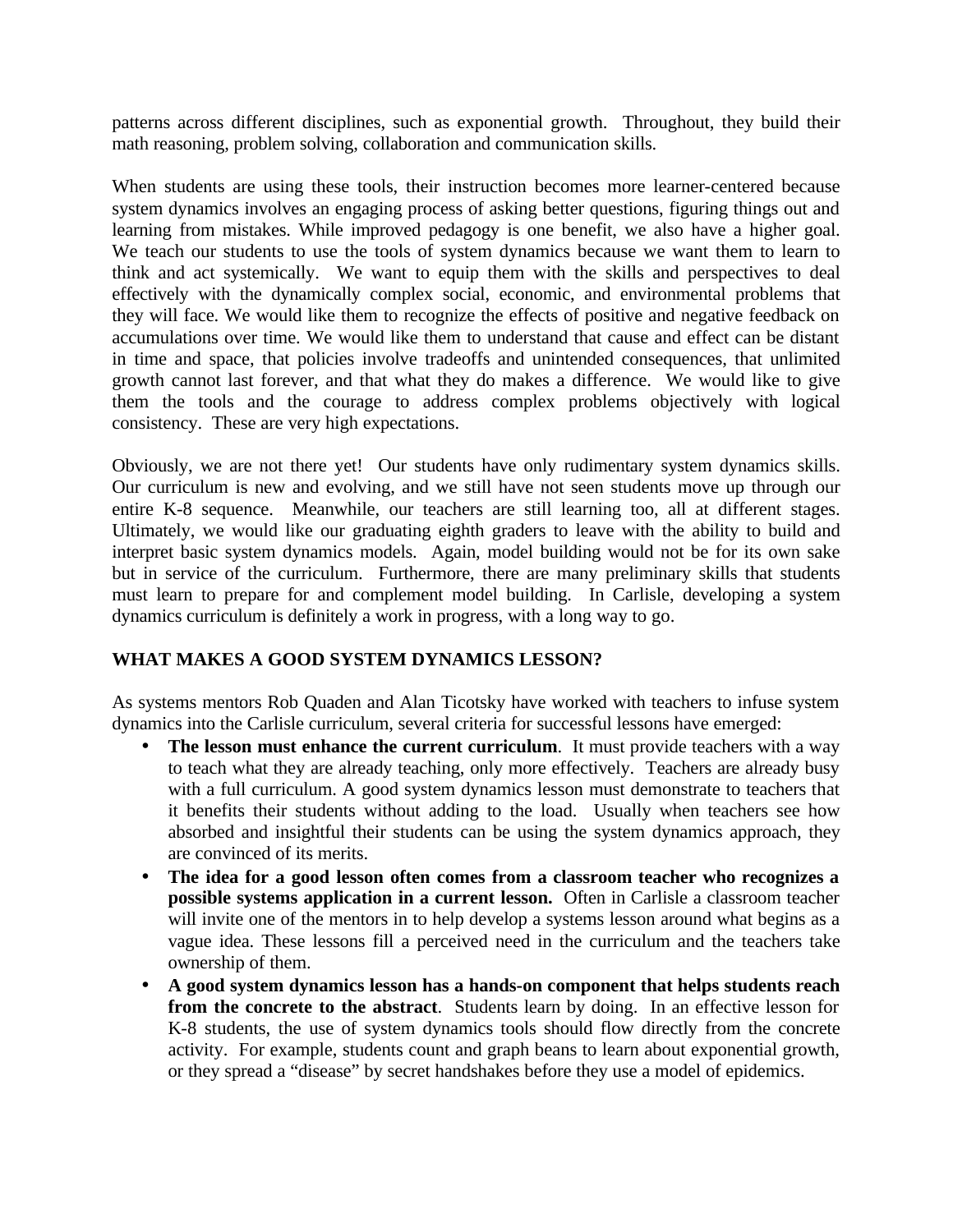patterns across different disciplines, such as exponential growth. Throughout, they build their math reasoning, problem solving, collaboration and communication skills.

When students are using these tools, their instruction becomes more learner-centered because system dynamics involves an engaging process of asking better questions, figuring things out and learning from mistakes. While improved pedagogy is one benefit, we also have a higher goal. We teach our students to use the tools of system dynamics because we want them to learn to think and act systemically. We want to equip them with the skills and perspectives to deal effectively with the dynamically complex social, economic, and environmental problems that they will face. We would like them to recognize the effects of positive and negative feedback on accumulations over time. We would like them to understand that cause and effect can be distant in time and space, that policies involve tradeoffs and unintended consequences, that unlimited growth cannot last forever, and that what they do makes a difference. We would like to give them the tools and the courage to address complex problems objectively with logical consistency. These are very high expectations.

Obviously, we are not there yet! Our students have only rudimentary system dynamics skills. Our curriculum is new and evolving, and we still have not seen students move up through our entire K-8 sequence. Meanwhile, our teachers are still learning too, all at different stages. Ultimately, we would like our graduating eighth graders to leave with the ability to build and interpret basic system dynamics models. Again, model building would not be for its own sake but in service of the curriculum. Furthermore, there are many preliminary skills that students must learn to prepare for and complement model building. In Carlisle, developing a system dynamics curriculum is definitely a work in progress, with a long way to go.

## WHAT MAKES A GOOD SYSTEM DYNAMICS LESSON?

As systems mentors Rob Quaden and Alan Ticotsky have worked with teachers to infuse system dynamics into the Carlisle curriculum, several criteria for successful lessons have emerged:

- **The lesson must enhance the current curriculum**. It must provide teachers with a way to teach what they are already teaching, only more effectively. Teachers are already busy with a full curriculum. A good system dynamics lesson must demonstrate to teachers that it benefits their students without adding to the load. Usually when teachers see how absorbed and insightful their students can be using the system dynamics approach, they are convinced of its merits.
- **The idea for a good lesson often comes from a classroom teacher who recognizes a possible systems application in a current lesson.** Often in Carlisle a classroom teacher will invite one of the mentors in to help develop a systems lesson around what begins as a vague idea. These lessons fill a perceived need in the curriculum and the teachers take ownership of them.
- **A good system dynamics lesson has a hands-on component that helps students reach from the concrete to the abstract**. Students learn by doing. In an effective lesson for K-8 students, the use of system dynamics tools should flow directly from the concrete activity. For example, students count and graph beans to learn about exponential growth, or they spread a "disease" by secret handshakes before they use a model of epidemics.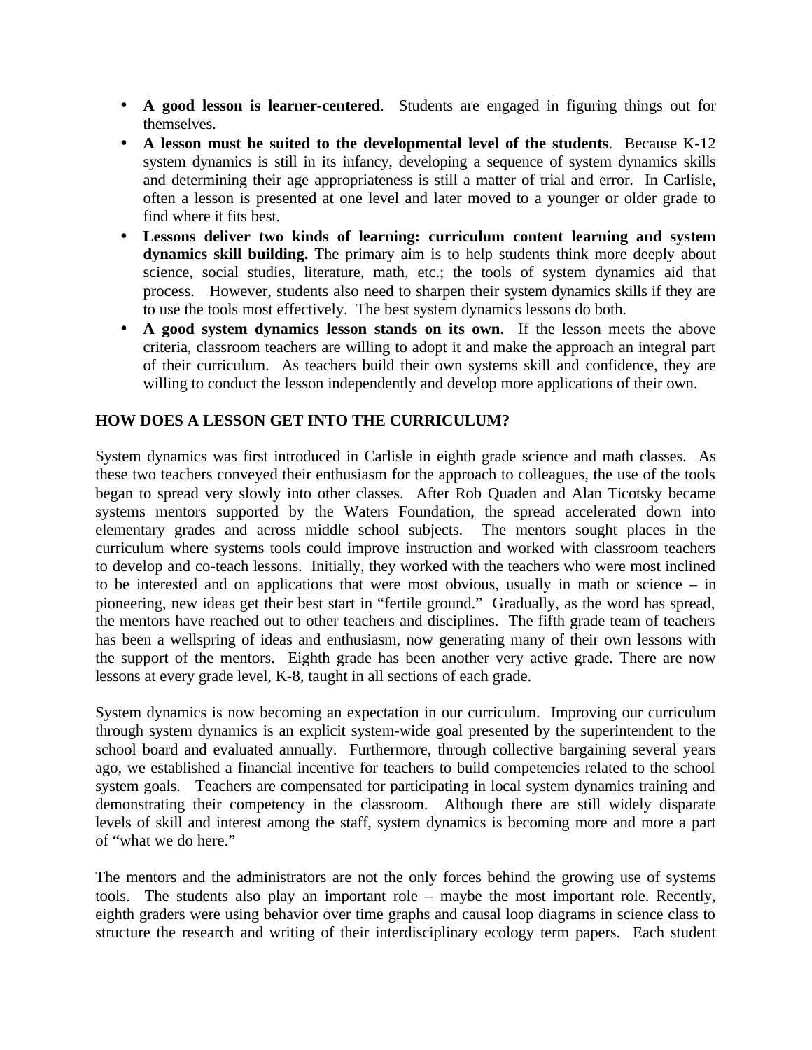- **A good lesson is learner-centered**. Students are engaged in figuring things out for themselves.
- **A lesson must be suited to the developmental level of the students**. Because K-12 system dynamics is still in its infancy, developing a sequence of system dynamics skills and determining their age appropriateness is still a matter of trial and error. In Carlisle, often a lesson is presented at one level and later moved to a younger or older grade to find where it fits best.
- **Lessons deliver two kinds of learning: curriculum content learning and system dynamics skill building.** The primary aim is to help students think more deeply about science, social studies, literature, math, etc.; the tools of system dynamics aid that process. However, students also need to sharpen their system dynamics skills if they are to use the tools most effectively. The best system dynamics lessons do both.
- **A good system dynamics lesson stands on its own**. If the lesson meets the above criteria, classroom teachers are willing to adopt it and make the approach an integral part of their curriculum. As teachers build their own systems skill and confidence, they are willing to conduct the lesson independently and develop more applications of their own.

## HOW DOES A LESSON GET INTO THE CURRICULUM?

System dynamics was first introduced in Carlisle in eighth grade science and math classes. As these two teachers conveyed their enthusiasm for the approach to colleagues, the use of the tools began to spread very slowly into other classes. After Rob Quaden and Alan Ticotsky became systems mentors supported by the Waters Foundation, the spread accelerated down into elementary grades and across middle school subjects. The mentors sought places in the curriculum where systems tools could improve instruction and worked with classroom teachers to develop and co-teach lessons. Initially, they worked with the teachers who were most inclined to be interested and on applications that were most obvious, usually in math or science – in pioneering, new ideas get their best start in "fertile ground." Gradually, as the word has spread, the mentors have reached out to other teachers and disciplines. The fifth grade team of teachers has been a wellspring of ideas and enthusiasm, now generating many of their own lessons with the support of the mentors. Eighth grade has been another very active grade. There are now lessons at every grade level, K-8, taught in all sections of each grade.

System dynamics is now becoming an expectation in our curriculum. Improving our curriculum through system dynamics is an explicit system-wide goal presented by the superintendent to the school board and evaluated annually. Furthermore, through collective bargaining several years ago, we established a financial incentive for teachers to build competencies related to the school system goals. Teachers are compensated for participating in local system dynamics training and demonstrating their competency in the classroom. Although there are still widely disparate levels of skill and interest among the staff, system dynamics is becoming more and more a part of "what we do here."

The mentors and the administrators are not the only forces behind the growing use of systems tools. The students also play an important role – maybe the most important role. Recently, eighth graders were using behavior over time graphs and causal loop diagrams in science class to structure the research and writing of their interdisciplinary ecology term papers. Each student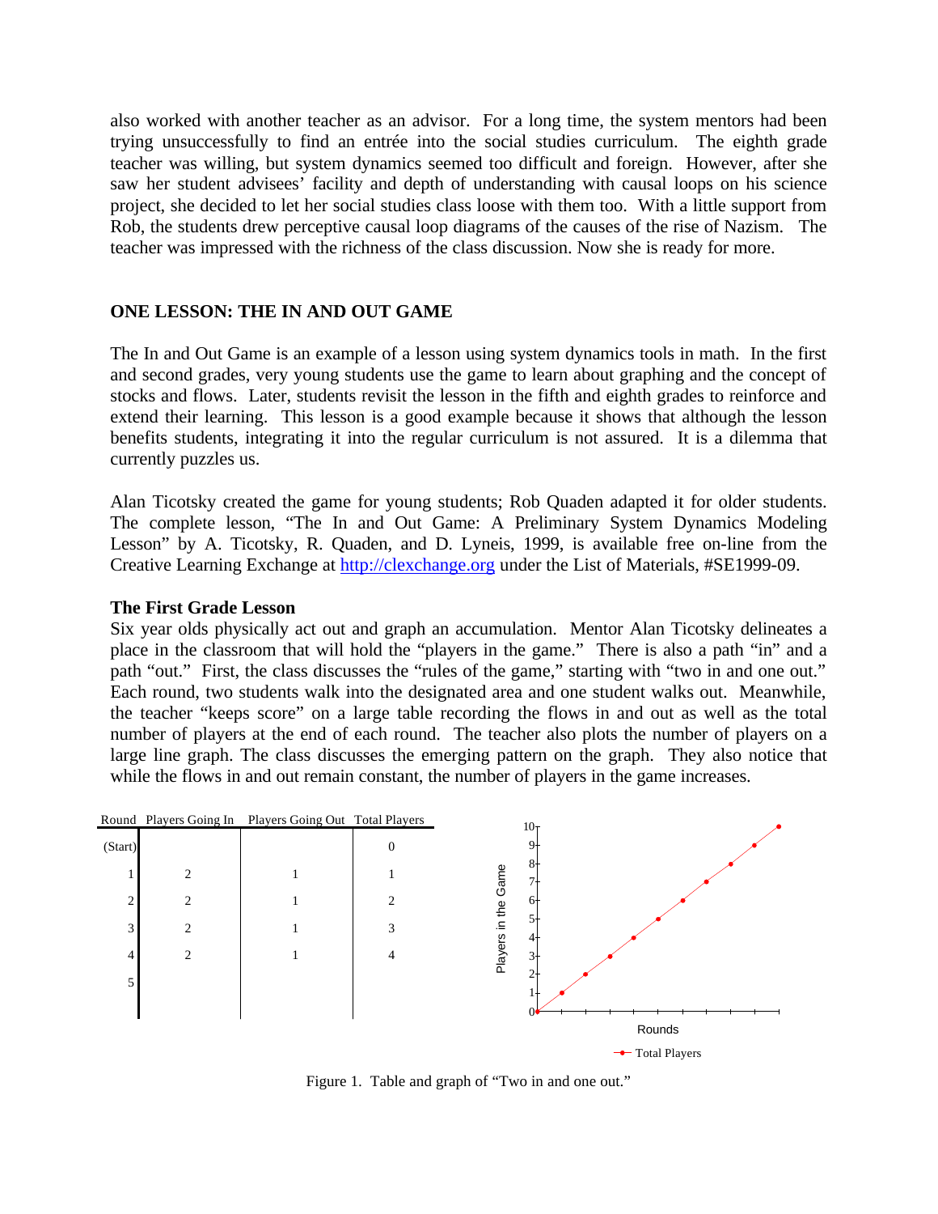also worked with another teacher as an advisor. For a long time, the system mentors had been trying unsuccessfully to find an entrée into the social studies curriculum. The eighth grade teacher was willing, but system dynamics seemed too difficult and foreign. However, after she saw her student advisees' facility and depth of understanding with causal loops on his science project, she decided to let her social studies class loose with them too. With a little support from Rob, the students drew perceptive causal loop diagrams of the causes of the rise of Nazism. The teacher was impressed with the richness of the class discussion. Now she is ready for more.

## ONE LESSON: THE IN AND OUT GAME

The In and Out Game is an example of a lesson using system dynamics tools in math. In the first and second grades, very young students use the game to learn about graphing and the concept of stocks and flows. Later, students revisit the lesson in the fifth and eighth grades to reinforce and extend their learning. This lesson is a good example because it shows that although the lesson benefits students, integrating it into the regular curriculum is not assured. It is a dilemma that currently puzzles us.

Alan Ticotsky created the game for young students; Rob Quaden adapted it for older students. The complete lesson, "The In and Out Game: A Preliminary System Dynamics Modeling Lesson" by A. Ticotsky, R. Quaden, and D. Lyneis, 1999, is available free on-line from the Creative Learning Exchange at http://clexchange.org under the List of Materials, #SE1999-09.

### The First Grade Lesson

Six year olds physically act out and graph an accumulation. Mentor Alan Ticotsky delineates a place in the classroom that will hold the "players in the game." There is also a path "in" and a path "out." First, the class discusses the "rules of the game," starting with "two in and one out." Each round, two students walk into the designated area and one student walks out. Meanwhile, the teacher "keeps score" on a large table recording the flows in and out as well as the total number of players at the end of each round. The teacher also plots the number of players on a large line graph. The class discusses the emerging pattern on the graph. They also notice that while the flows in and out remain constant, the number of players in the game increases.

| Round | Players Going In | Players Going Out | Total Players |
|---|---|---|---|
| (Start) | | | 0 |
| 1 | 2 | 1 | 1 |
| 2 | 2 | 1 | 2 |
| 3 | 2 | 1 | 3 |
| 4 | 2 | 1 | 4 |
| 5 | | | |

Figure 1. Table and graph of "Two in and one out."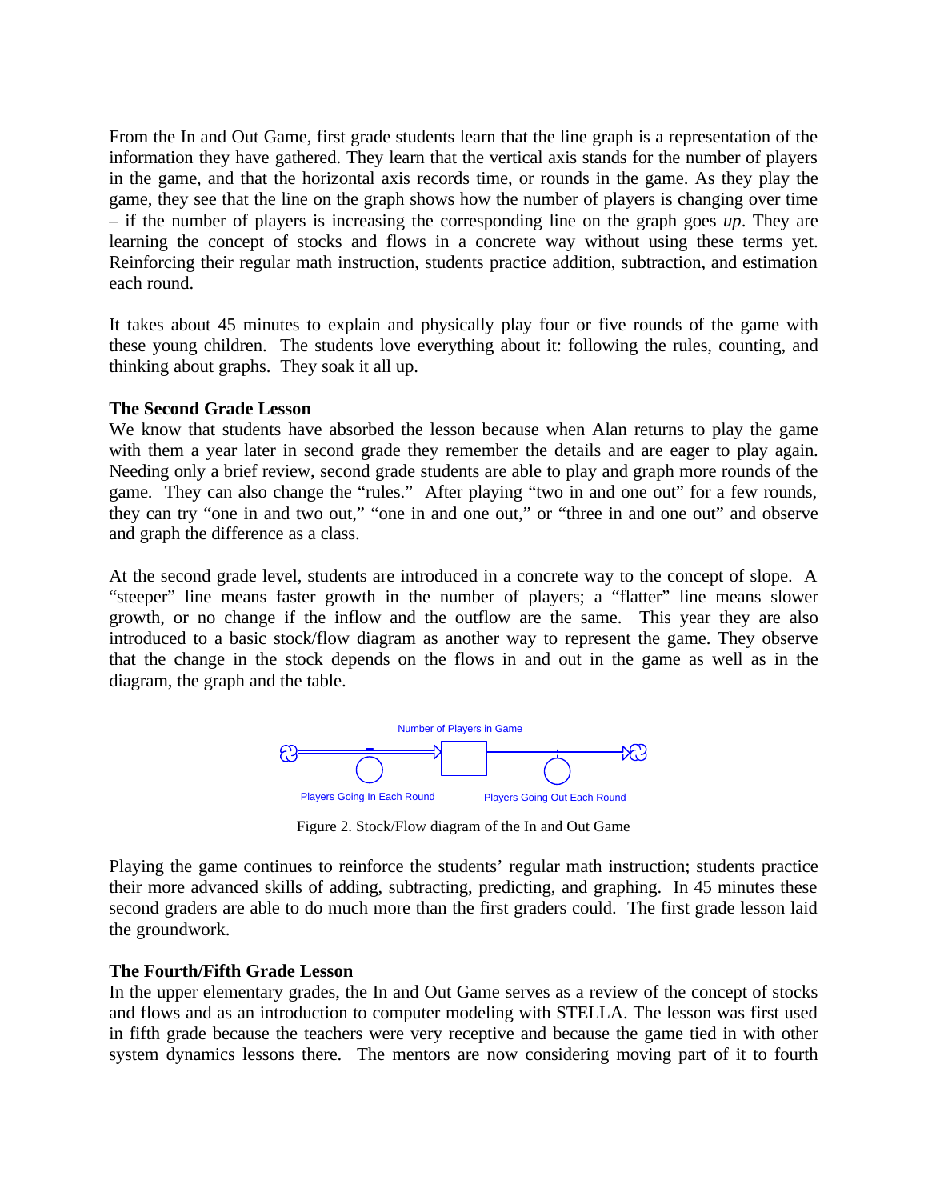From the In and Out Game, first grade students learn that the line graph is a representation of the information they have gathered. They learn that the vertical axis stands for the number of players in the game, and that the horizontal axis records time, or rounds in the game. As they play the game, they see that the line on the graph shows how the number of players is changing over time – if the number of players is increasing the corresponding line on the graph goes *up*. They are learning the concept of stocks and flows in a concrete way without using these terms yet. Reinforcing their regular math instruction, students practice addition, subtraction, and estimation each round.

It takes about 45 minutes to explain and physically play four or five rounds of the game with these young children. The students love everything about it: following the rules, counting, and thinking about graphs. They soak it all up.

**The Second Grade Lesson**

We know that students have absorbed the lesson because when Alan returns to play the game with them a year later in second grade they remember the details and are eager to play again. Needing only a brief review, second grade students are able to play and graph more rounds of the game. They can also change the "rules." After playing "two in and one out" for a few rounds, they can try "one in and two out," "one in and one out," or "three in and one out" and observe and graph the difference as a class.

At the second grade level, students are introduced in a concrete way to the concept of slope. A "steeper" line means faster growth in the number of players; a "flatter" line means slower growth, or no change if the inflow and the outflow are the same. This year they are also introduced to a basic stock/flow diagram as another way to represent the game. They observe that the change in the stock depends on the flows in and out in the game as well as in the diagram, the graph and the table.

Number of Players in Game

Players Going In Each Round

Players Going Out Each Round

Figure 2. Stock/Flow diagram of the In and Out Game

Playing the game continues to reinforce the students' regular math instruction; students practice their more advanced skills of adding, subtracting, predicting, and graphing. In 45 minutes these second graders are able to do much more than the first graders could. The first grade lesson laid the groundwork.

**The Fourth/Fifth Grade Lesson**

In the upper elementary grades, the In and Out Game serves as a review of the concept of stocks and flows and as an introduction to computer modeling with STELLA. The lesson was first used in fifth grade because the teachers were very receptive and because the game tied in with other system dynamics lessons there. The mentors are now considering moving part of it to fourth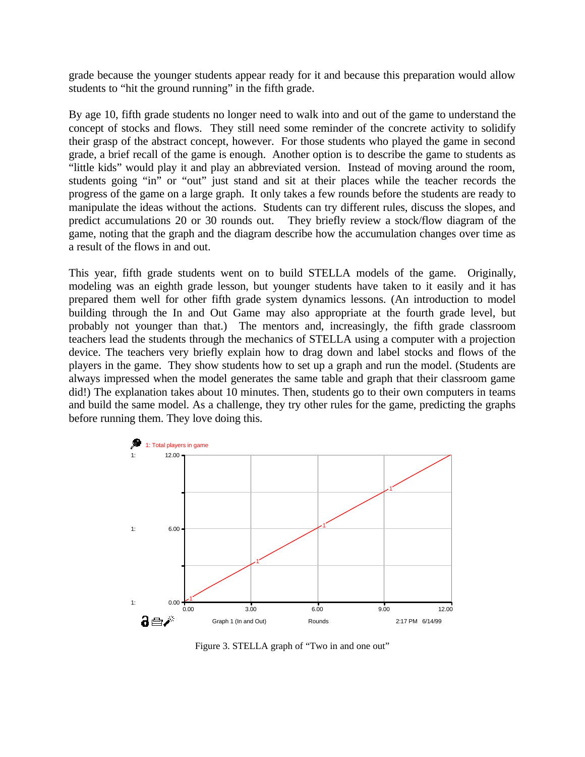grade because the younger students appear ready for it and because this preparation would allow students to "hit the ground running" in the fifth grade.

By age 10, fifth grade students no longer need to walk into and out of the game to understand the concept of stocks and flows. They still need some reminder of the concrete activity to solidify their grasp of the abstract concept, however. For those students who played the game in second grade, a brief recall of the game is enough. Another option is to describe the game to students as "little kids" would play it and play an abbreviated version. Instead of moving around the room, students going "in" or "out" just stand and sit at their places while the teacher records the progress of the game on a large graph. It only takes a few rounds before the students are ready to manipulate the ideas without the actions. Students can try different rules, discuss the slopes, and predict accumulations 20 or 30 rounds out. They briefly review a stock/flow diagram of the game, noting that the graph and the diagram describe how the accumulation changes over time as a result of the flows in and out.

This year, fifth grade students went on to build STELLA models of the game. Originally, modeling was an eighth grade lesson, but younger students have taken to it easily and it has prepared them well for other fifth grade system dynamics lessons. (An introduction to model building through the In and Out Game may also appropriate at the fourth grade level, but probably not younger than that.) The mentors and, increasingly, the fifth grade classroom teachers lead the students through the mechanics of STELLA using a computer with a projection device. The teachers very briefly explain how to drag down and label stocks and flows of the players in the game. They show students how to set up a graph and run the model. (Students are always impressed when the model generates the same table and graph that their classroom game did!) The explanation takes about 10 minutes. Then, students go to their own computers in teams and build the same model. As a challenge, they try other rules for the game, predicting the graphs before running them. They love doing this.

Figure 3. STELLA graph of "Two in and one out"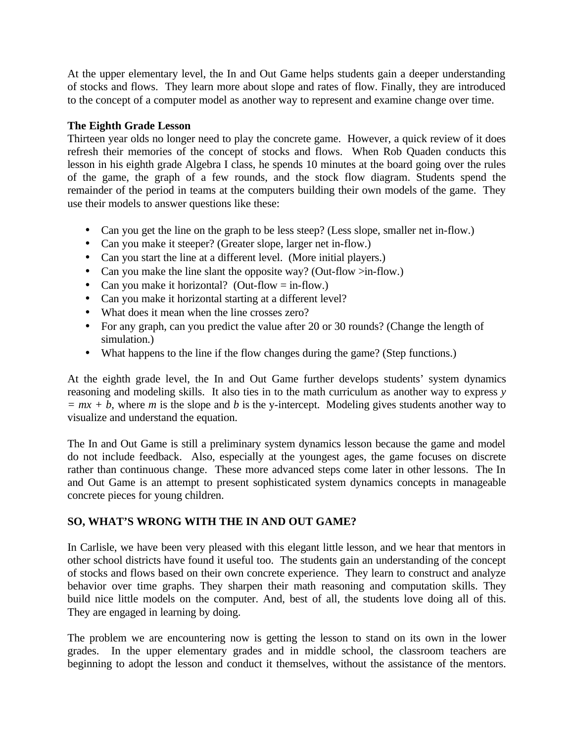At the upper elementary level, the In and Out Game helps students gain a deeper understanding of stocks and flows. They learn more about slope and rates of flow. Finally, they are introduced to the concept of a computer model as another way to represent and examine change over time.

**The Eighth Grade Lesson**

Thirteen year olds no longer need to play the concrete game. However, a quick review of it does refresh their memories of the concept of stocks and flows. When Rob Quaden conducts this lesson in his eighth grade Algebra I class, he spends 10 minutes at the board going over the rules of the game, the graph of a few rounds, and the stock flow diagram. Students spend the remainder of the period in teams at the computers building their own models of the game. They use their models to answer questions like these:

- Can you get the line on the graph to be less steep? (Less slope, smaller net in-flow.)
- Can you make it steeper? (Greater slope, larger net in-flow.)
- Can you start the line at a different level. (More initial players.)
- Can you make the line slant the opposite way? (Out-flow >in-flow.)
- Can you make it horizontal? (Out-flow = in-flow.)
- Can you make it horizontal starting at a different level?
- What does it mean when the line crosses zero?
- For any graph, can you predict the value after 20 or 30 rounds? (Change the length of simulation.)
- What happens to the line if the flow changes during the game? (Step functions.)

At the eighth grade level, the In and Out Game further develops students' system dynamics reasoning and modeling skills. It also ties in to the math curriculum as another way to express $y = mx + b$, where $m$ is the slope and $b$ is the y-intercept. Modeling gives students another way to visualize and understand the equation.

The In and Out Game is still a preliminary system dynamics lesson because the game and model do not include feedback. Also, especially at the youngest ages, the game focuses on discrete rather than continuous change. These more advanced steps come later in other lessons. The In and Out Game is an attempt to present sophisticated system dynamics concepts in manageable concrete pieces for young children.

## SO, WHAT'S WRONG WITH THE IN AND OUT GAME?

In Carlisle, we have been very pleased with this elegant little lesson, and we hear that mentors in other school districts have found it useful too. The students gain an understanding of the concept of stocks and flows based on their own concrete experience. They learn to construct and analyze behavior over time graphs. They sharpen their math reasoning and computation skills. They build nice little models on the computer. And, best of all, the students love doing all of this. They are engaged in learning by doing.

The problem we are encountering now is getting the lesson to stand on its own in the lower grades. In the upper elementary grades and in middle school, the classroom teachers are beginning to adopt the lesson and conduct it themselves, without the assistance of the mentors.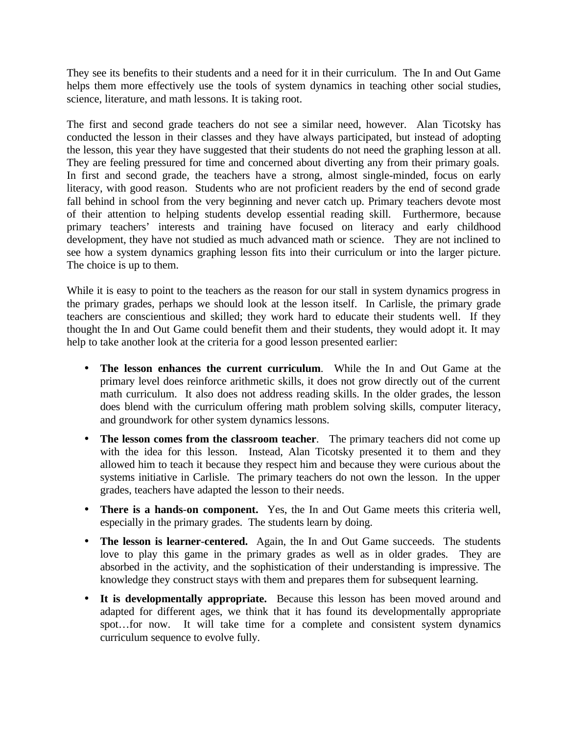They see its benefits to their students and a need for it in their curriculum. The In and Out Game helps them more effectively use the tools of system dynamics in teaching other social studies, science, literature, and math lessons. It is taking root.

The first and second grade teachers do not see a similar need, however. Alan Ticotsky has conducted the lesson in their classes and they have always participated, but instead of adopting the lesson, this year they have suggested that their students do not need the graphing lesson at all. They are feeling pressured for time and concerned about diverting any from their primary goals. In first and second grade, the teachers have a strong, almost single-minded, focus on early literacy, with good reason. Students who are not proficient readers by the end of second grade fall behind in school from the very beginning and never catch up. Primary teachers devote most of their attention to helping students develop essential reading skill. Furthermore, because primary teachers' interests and training have focused on literacy and early childhood development, they have not studied as much advanced math or science. They are not inclined to see how a system dynamics graphing lesson fits into their curriculum or into the larger picture. The choice is up to them.

While it is easy to point to the teachers as the reason for our stall in system dynamics progress in the primary grades, perhaps we should look at the lesson itself. In Carlisle, the primary grade teachers are conscientious and skilled; they work hard to educate their students well. If they thought the In and Out Game could benefit them and their students, they would adopt it. It may help to take another look at the criteria for a good lesson presented earlier:

- **The lesson enhances the current curriculum**. While the In and Out Game at the primary level does reinforce arithmetic skills, it does not grow directly out of the current math curriculum. It also does not address reading skills. In the older grades, the lesson does blend with the curriculum offering math problem solving skills, computer literacy, and groundwork for other system dynamics lessons.
- **The lesson comes from the classroom teacher**. The primary teachers did not come up with the idea for this lesson. Instead, Alan Ticotsky presented it to them and they allowed him to teach it because they respect him and because they were curious about the systems initiative in Carlisle. The primary teachers do not own the lesson. In the upper grades, teachers have adapted the lesson to their needs.
- **There is a hands-on component.** Yes, the In and Out Game meets this criteria well, especially in the primary grades. The students learn by doing.
- **The lesson is learner-centered.** Again, the In and Out Game succeeds. The students love to play this game in the primary grades as well as in older grades. They are absorbed in the activity, and the sophistication of their understanding is impressive. The knowledge they construct stays with them and prepares them for subsequent learning.
- **It is developmentally appropriate.** Because this lesson has been moved around and adapted for different ages, we think that it has found its developmentally appropriate spot…for now. It will take time for a complete and consistent system dynamics curriculum sequence to evolve fully.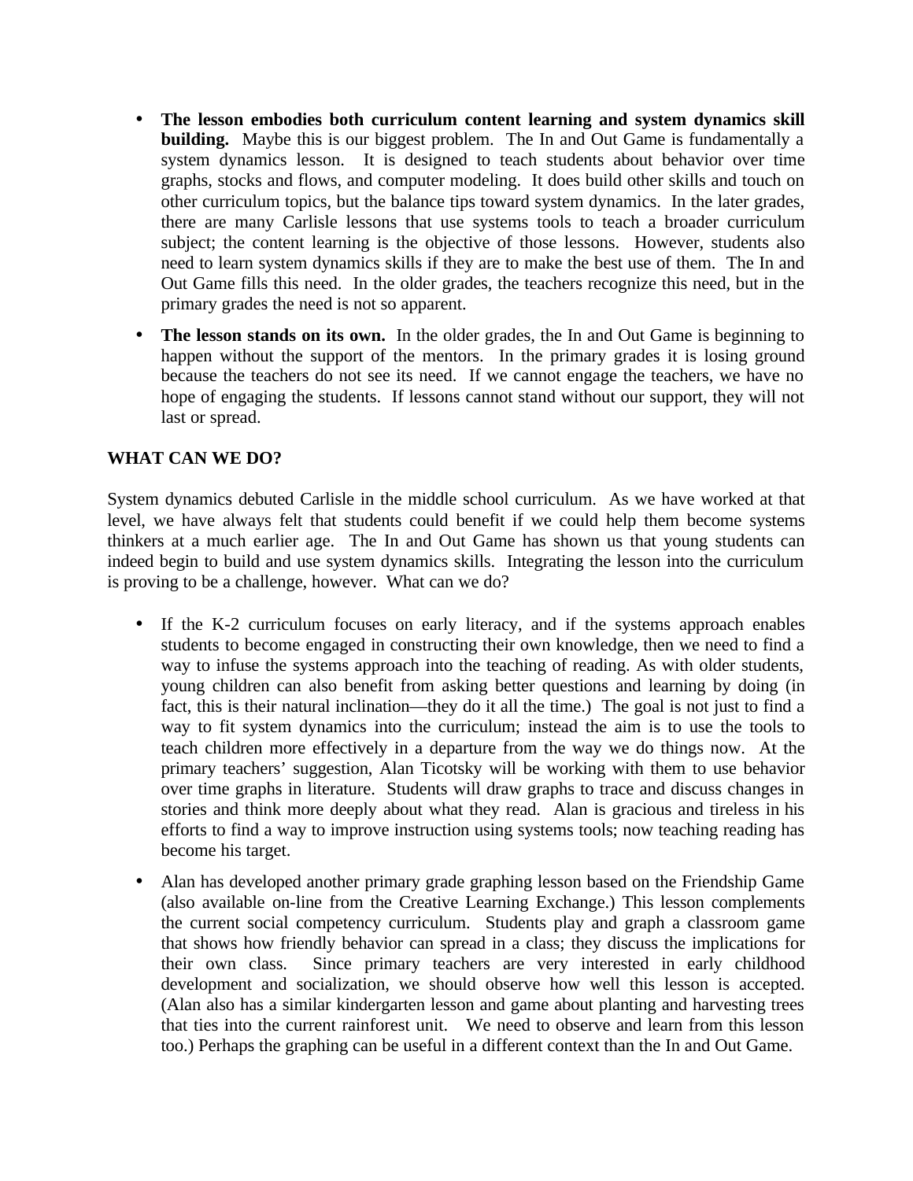- **The lesson embodies both curriculum content learning and system dynamics skill building.** Maybe this is our biggest problem. The In and Out Game is fundamentally a system dynamics lesson. It is designed to teach students about behavior over time graphs, stocks and flows, and computer modeling. It does build other skills and touch on other curriculum topics, but the balance tips toward system dynamics. In the later grades, there are many Carlisle lessons that use systems tools to teach a broader curriculum subject; the content learning is the objective of those lessons. However, students also need to learn system dynamics skills if they are to make the best use of them. The In and Out Game fills this need. In the older grades, the teachers recognize this need, but in the primary grades the need is not so apparent.
- **The lesson stands on its own.** In the older grades, the In and Out Game is beginning to happen without the support of the mentors. In the primary grades it is losing ground because the teachers do not see its need. If we cannot engage the teachers, we have no hope of engaging the students. If lessons cannot stand without our support, they will not last or spread.

**WHAT CAN WE DO?**

System dynamics debuted Carlisle in the middle school curriculum. As we have worked at that level, we have always felt that students could benefit if we could help them become systems thinkers at a much earlier age. The In and Out Game has shown us that young students can indeed begin to build and use system dynamics skills. Integrating the lesson into the curriculum is proving to be a challenge, however. What can we do?

- If the K-2 curriculum focuses on early literacy, and if the systems approach enables students to become engaged in constructing their own knowledge, then we need to find a way to infuse the systems approach into the teaching of reading. As with older students, young children can also benefit from asking better questions and learning by doing (in fact, this is their natural inclination—they do it all the time.) The goal is not just to find a way to fit system dynamics into the curriculum; instead the aim is to use the tools to teach children more effectively in a departure from the way we do things now. At the primary teachers' suggestion, Alan Ticotsky will be working with them to use behavior over time graphs in literature. Students will draw graphs to trace and discuss changes in stories and think more deeply about what they read. Alan is gracious and tireless in his efforts to find a way to improve instruction using systems tools; now teaching reading has become his target.
- Alan has developed another primary grade graphing lesson based on the Friendship Game (also available on-line from the Creative Learning Exchange.) This lesson complements the current social competency curriculum. Students play and graph a classroom game that shows how friendly behavior can spread in a class; they discuss the implications for their own class. Since primary teachers are very interested in early childhood development and socialization, we should observe how well this lesson is accepted. (Alan also has a similar kindergarten lesson and game about planting and harvesting trees that ties into the current rainforest unit. We need to observe and learn from this lesson too.) Perhaps the graphing can be useful in a different context than the In and Out Game.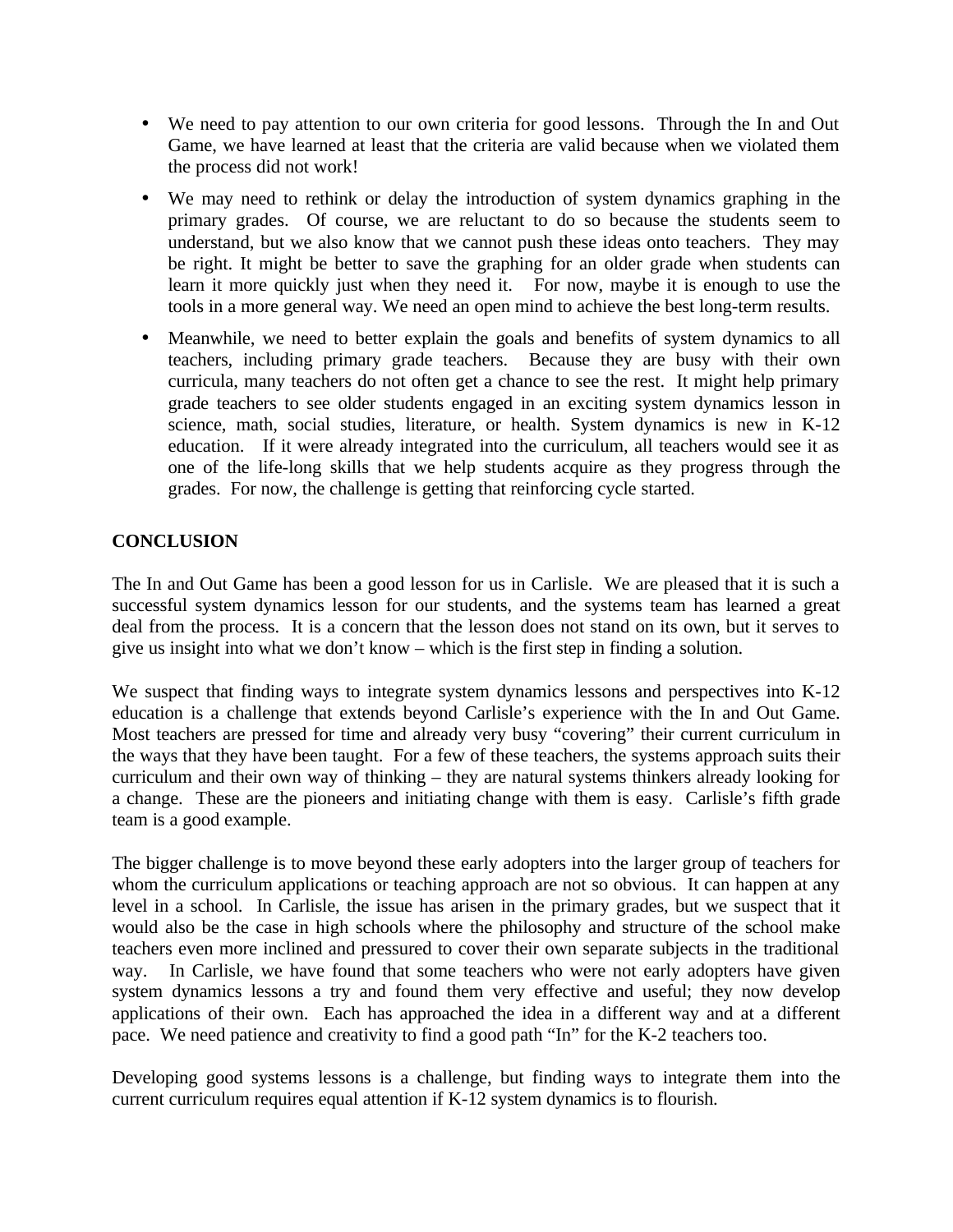- We need to pay attention to our own criteria for good lessons. Through the In and Out Game, we have learned at least that the criteria are valid because when we violated them the process did not work!
- We may need to rethink or delay the introduction of system dynamics graphing in the primary grades. Of course, we are reluctant to do so because the students seem to understand, but we also know that we cannot push these ideas onto teachers. They may be right. It might be better to save the graphing for an older grade when students can learn it more quickly just when they need it. For now, maybe it is enough to use the tools in a more general way. We need an open mind to achieve the best long-term results.
- Meanwhile, we need to better explain the goals and benefits of system dynamics to all teachers, including primary grade teachers. Because they are busy with their own curricula, many teachers do not often get a chance to see the rest. It might help primary grade teachers to see older students engaged in an exciting system dynamics lesson in science, math, social studies, literature, or health. System dynamics is new in K-12 education. If it were already integrated into the curriculum, all teachers would see it as one of the life-long skills that we help students acquire as they progress through the grades. For now, the challenge is getting that reinforcing cycle started.

**CONCLUSION**

The In and Out Game has been a good lesson for us in Carlisle. We are pleased that it is such a successful system dynamics lesson for our students, and the systems team has learned a great deal from the process. It is a concern that the lesson does not stand on its own, but it serves to give us insight into what we don't know – which is the first step in finding a solution.

We suspect that finding ways to integrate system dynamics lessons and perspectives into K-12 education is a challenge that extends beyond Carlisle's experience with the In and Out Game. Most teachers are pressed for time and already very busy "covering" their current curriculum in the ways that they have been taught. For a few of these teachers, the systems approach suits their curriculum and their own way of thinking – they are natural systems thinkers already looking for a change. These are the pioneers and initiating change with them is easy. Carlisle's fifth grade team is a good example.

The bigger challenge is to move beyond these early adopters into the larger group of teachers for whom the curriculum applications or teaching approach are not so obvious. It can happen at any level in a school. In Carlisle, the issue has arisen in the primary grades, but we suspect that it would also be the case in high schools where the philosophy and structure of the school make teachers even more inclined and pressured to cover their own separate subjects in the traditional way. In Carlisle, we have found that some teachers who were not early adopters have given system dynamics lessons a try and found them very effective and useful; they now develop applications of their own. Each has approached the idea in a different way and at a different pace. We need patience and creativity to find a good path "In" for the K-2 teachers too.

Developing good systems lessons is a challenge, but finding ways to integrate them into the current curriculum requires equal attention if K-12 system dynamics is to flourish.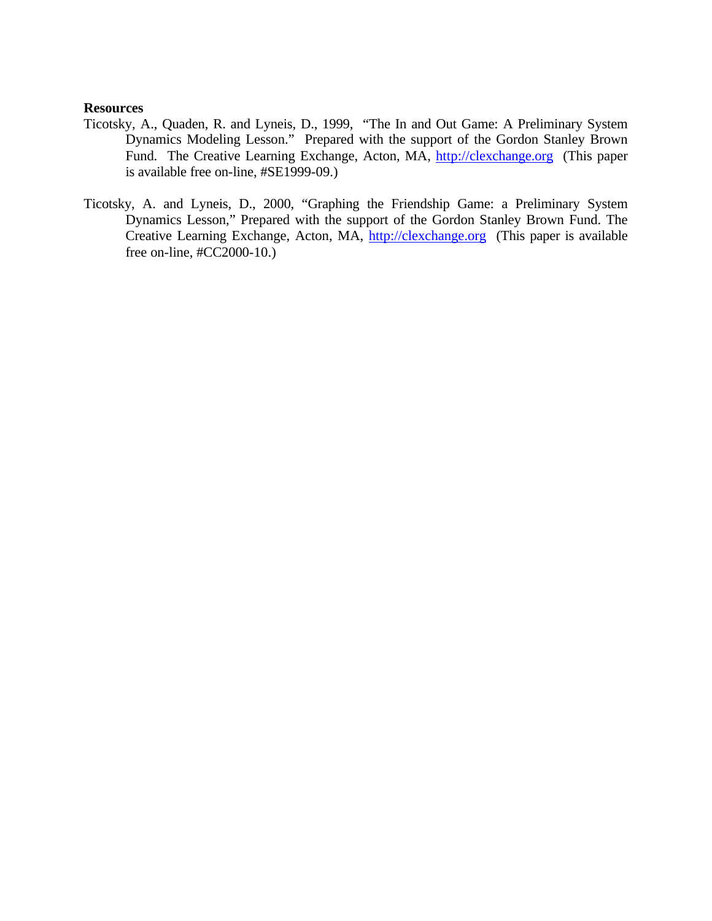**Resources**

Ticotsky, A., Quaden, R. and Lyneis, D., 1999, "The In and Out Game: A Preliminary System Dynamics Modeling Lesson." Prepared with the support of the Gordon Stanley Brown Fund. The Creative Learning Exchange, Acton, MA, http://clexchange.org (This paper is available free on-line, #SE1999-09.)

Ticotsky, A. and Lyneis, D., 2000, "Graphing the Friendship Game: a Preliminary System Dynamics Lesson," Prepared with the support of the Gordon Stanley Brown Fund. The Creative Learning Exchange, Acton, MA, http://clexchange.org (This paper is available free on-line, #CC2000-10.)